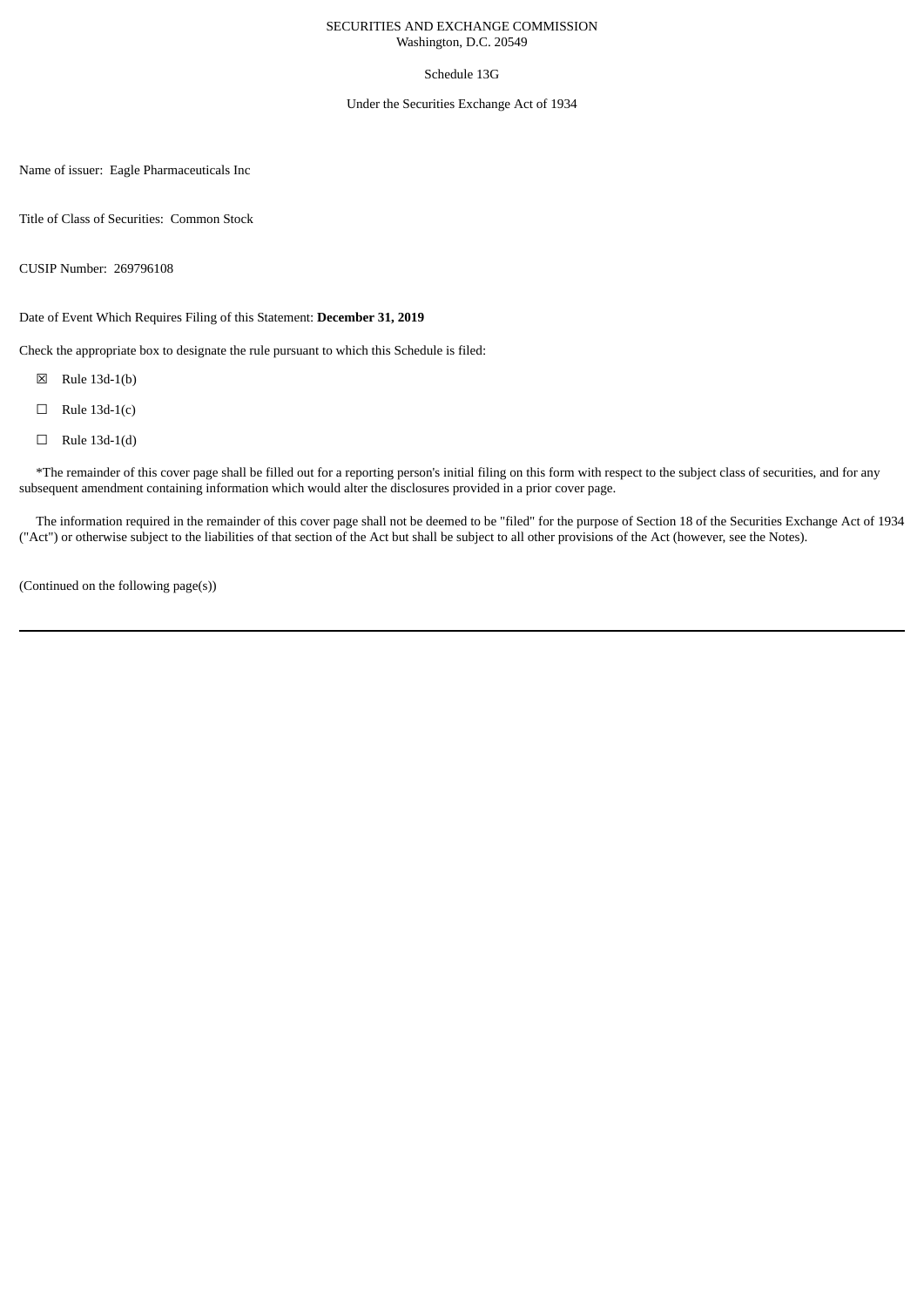SECURITIES AND EXCHANGE COMMISSION
Washington, D.C. 20549

Schedule 13G

Under the Securities Exchange Act of 1934

Name of issuer: Eagle Pharmaceuticals Inc

Title of Class of Securities: Common Stock

CUSIP Number: 269796108

Date of Event Which Requires Filing of this Statement: **December 31, 2019**

Check the appropriate box to designate the rule pursuant to which this Schedule is filed:

☒ Rule 13d-1(b)

☐ Rule 13d-1(c)

☐ Rule 13d-1(d)

*The remainder of this cover page shall be filled out for a reporting person's initial filing on this form with respect to the subject class of securities, and for any subsequent amendment containing information which would alter the disclosures provided in a prior cover page.

The information required in the remainder of this cover page shall not be deemed to be "filed" for the purpose of Section 18 of the Securities Exchange Act of 1934 ("Act") or otherwise subject to the liabilities of that section of the Act but shall be subject to all other provisions of the Act (however, see the Notes).

(Continued on the following page(s))

---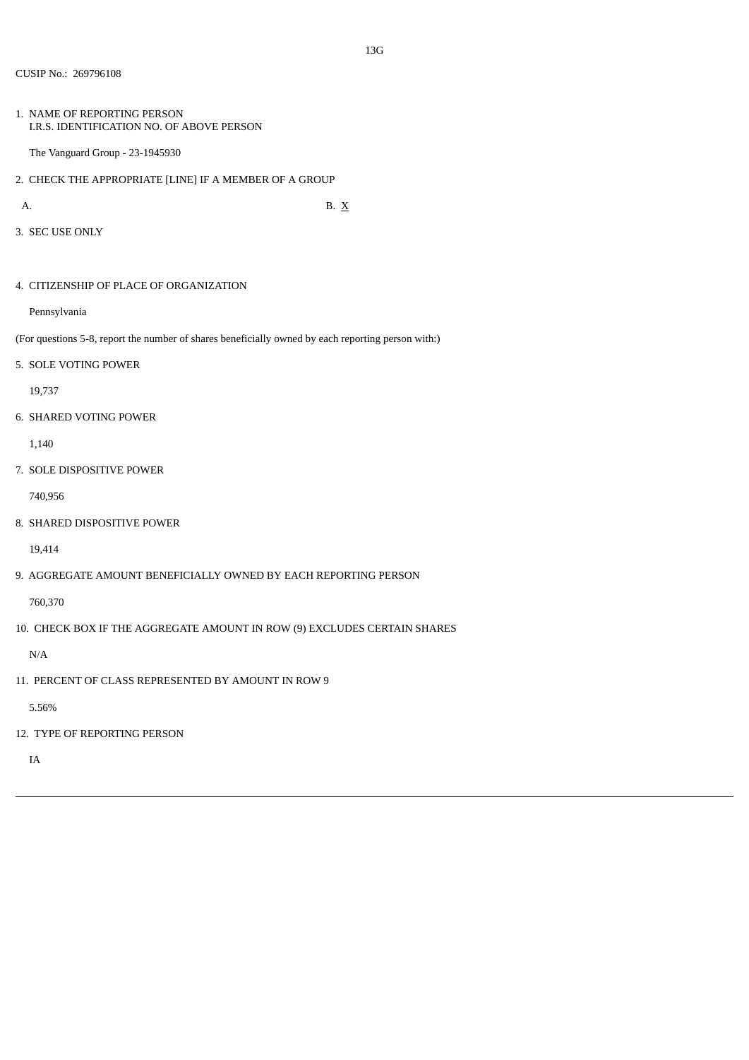13G

CUSIP No.: 269796108

1. NAME OF REPORTING PERSON
   I.R.S. IDENTIFICATION NO. OF ABOVE PERSON

   The Vanguard Group - 23-1945930

2. CHECK THE APPROPRIATE [LINE] IF A MEMBER OF A GROUP

   A. B. X

3. SEC USE ONLY

4. CITIZENSHIP OF PLACE OF ORGANIZATION

   Pennsylvania

(For questions 5-8, report the number of shares beneficially owned by each reporting person with:)

5. SOLE VOTING POWER

   19,737

6. SHARED VOTING POWER

   1,140

7. SOLE DISPOSITIVE POWER

   740,956

8. SHARED DISPOSITIVE POWER

   19,414

9. AGGREGATE AMOUNT BENEFICIALLY OWNED BY EACH REPORTING PERSON

   760,370

10. CHECK BOX IF THE AGGREGATE AMOUNT IN ROW (9) EXCLUDES CERTAIN SHARES

    N/A

11. PERCENT OF CLASS REPRESENTED BY AMOUNT IN ROW 9

    5.56%

12. TYPE OF REPORTING PERSON

    IA

---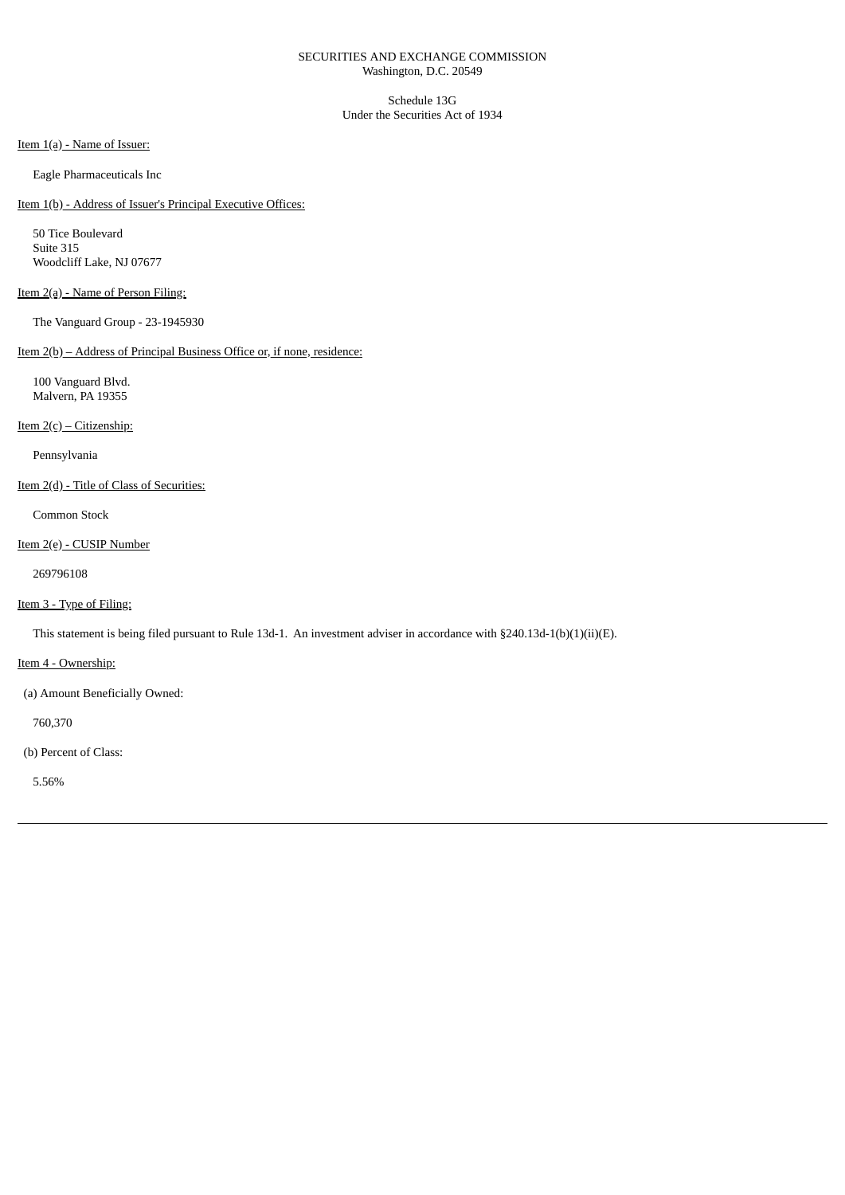SECURITIES AND EXCHANGE COMMISSION
Washington, D.C. 20549

Schedule 13G
Under the Securities Act of 1934

Item 1(a) - Name of Issuer:

Eagle Pharmaceuticals Inc

Item 1(b) - Address of Issuer's Principal Executive Offices:

50 Tice Boulevard
Suite 315
Woodcliff Lake, NJ 07677

Item 2(a) - Name of Person Filing:

The Vanguard Group - 23-1945930

Item 2(b) – Address of Principal Business Office or, if none, residence:

100 Vanguard Blvd.
Malvern, PA 19355

Item 2(c) – Citizenship:

Pennsylvania

Item 2(d) - Title of Class of Securities:

Common Stock

Item 2(e) - CUSIP Number

269796108

Item 3 - Type of Filing:

This statement is being filed pursuant to Rule 13d-1. An investment adviser in accordance with §240.13d-1(b)(1)(ii)(E).

Item 4 - Ownership:

(a) Amount Beneficially Owned:

760,370

(b) Percent of Class:

5.56%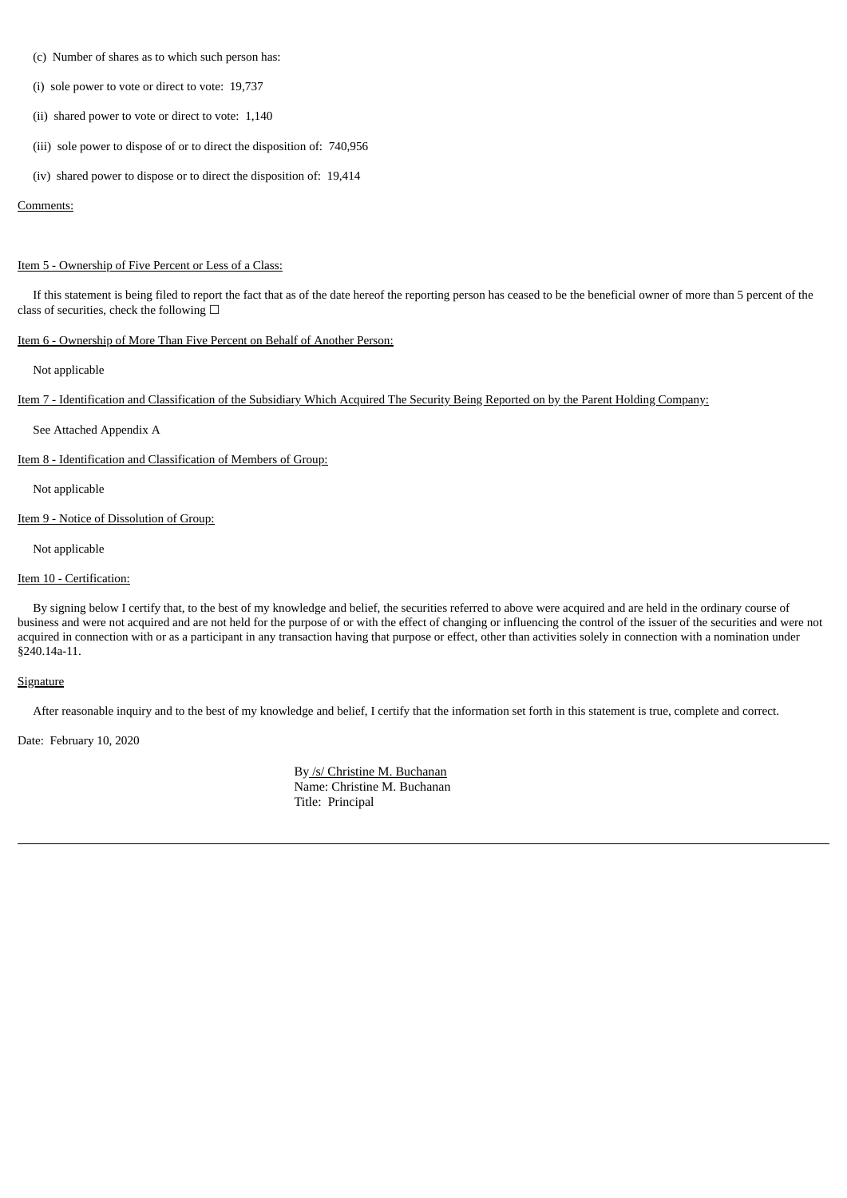(c) Number of shares as to which such person has:

(i) sole power to vote or direct to vote: 19,737

(ii) shared power to vote or direct to vote: 1,140

(iii) sole power to dispose of or to direct the disposition of: 740,956

(iv) shared power to dispose or to direct the disposition of: 19,414

Comments:

Item 5 - Ownership of Five Percent or Less of a Class:

If this statement is being filed to report the fact that as of the date hereof the reporting person has ceased to be the beneficial owner of more than 5 percent of the class of securities, check the following ☐

Item 6 - Ownership of More Than Five Percent on Behalf of Another Person:

Not applicable

Item 7 - Identification and Classification of the Subsidiary Which Acquired The Security Being Reported on by the Parent Holding Company:

See Attached Appendix A

Item 8 - Identification and Classification of Members of Group:

Not applicable

Item 9 - Notice of Dissolution of Group:

Not applicable

Item 10 - Certification:

By signing below I certify that, to the best of my knowledge and belief, the securities referred to above were acquired and are held in the ordinary course of business and were not acquired and are not held for the purpose of or with the effect of changing or influencing the control of the issuer of the securities and were not acquired in connection with or as a participant in any transaction having that purpose or effect, other than activities solely in connection with a nomination under §240.14a-11.

Signature

After reasonable inquiry and to the best of my knowledge and belief, I certify that the information set forth in this statement is true, complete and correct.

Date: February 10, 2020

By /s/ Christine M. Buchanan
Name: Christine M. Buchanan
Title: Principal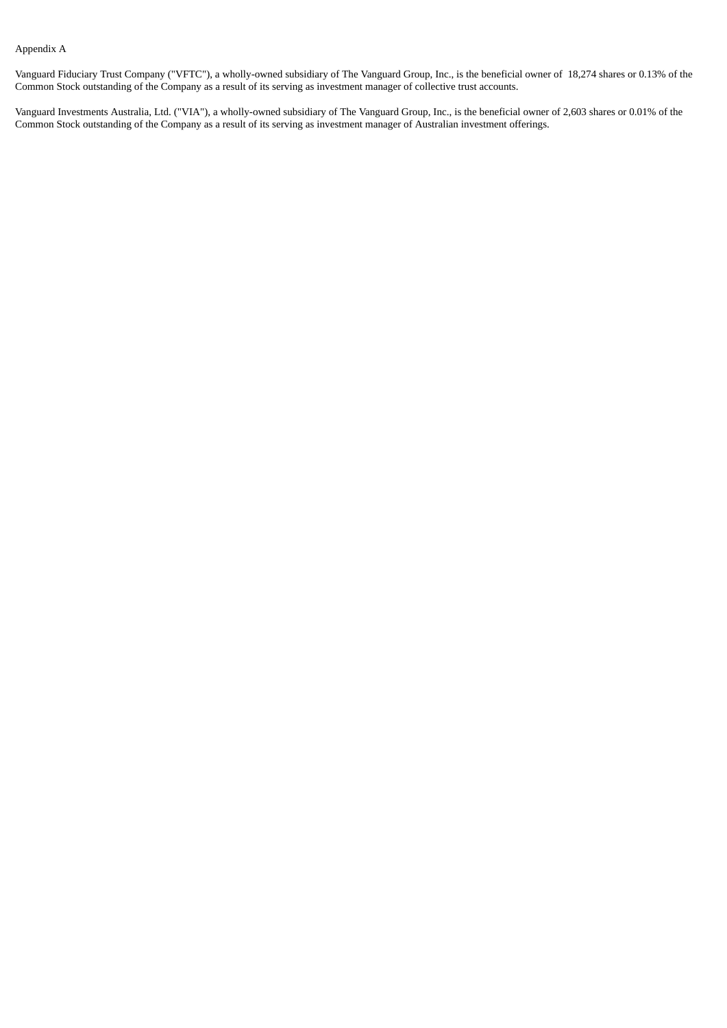Appendix A

Vanguard Fiduciary Trust Company ("VFTC"), a wholly-owned subsidiary of The Vanguard Group, Inc., is the beneficial owner of 18,274 shares or 0.13% of the Common Stock outstanding of the Company as a result of its serving as investment manager of collective trust accounts.

Vanguard Investments Australia, Ltd. ("VIA"), a wholly-owned subsidiary of The Vanguard Group, Inc., is the beneficial owner of 2,603 shares or 0.01% of the Common Stock outstanding of the Company as a result of its serving as investment manager of Australian investment offerings.